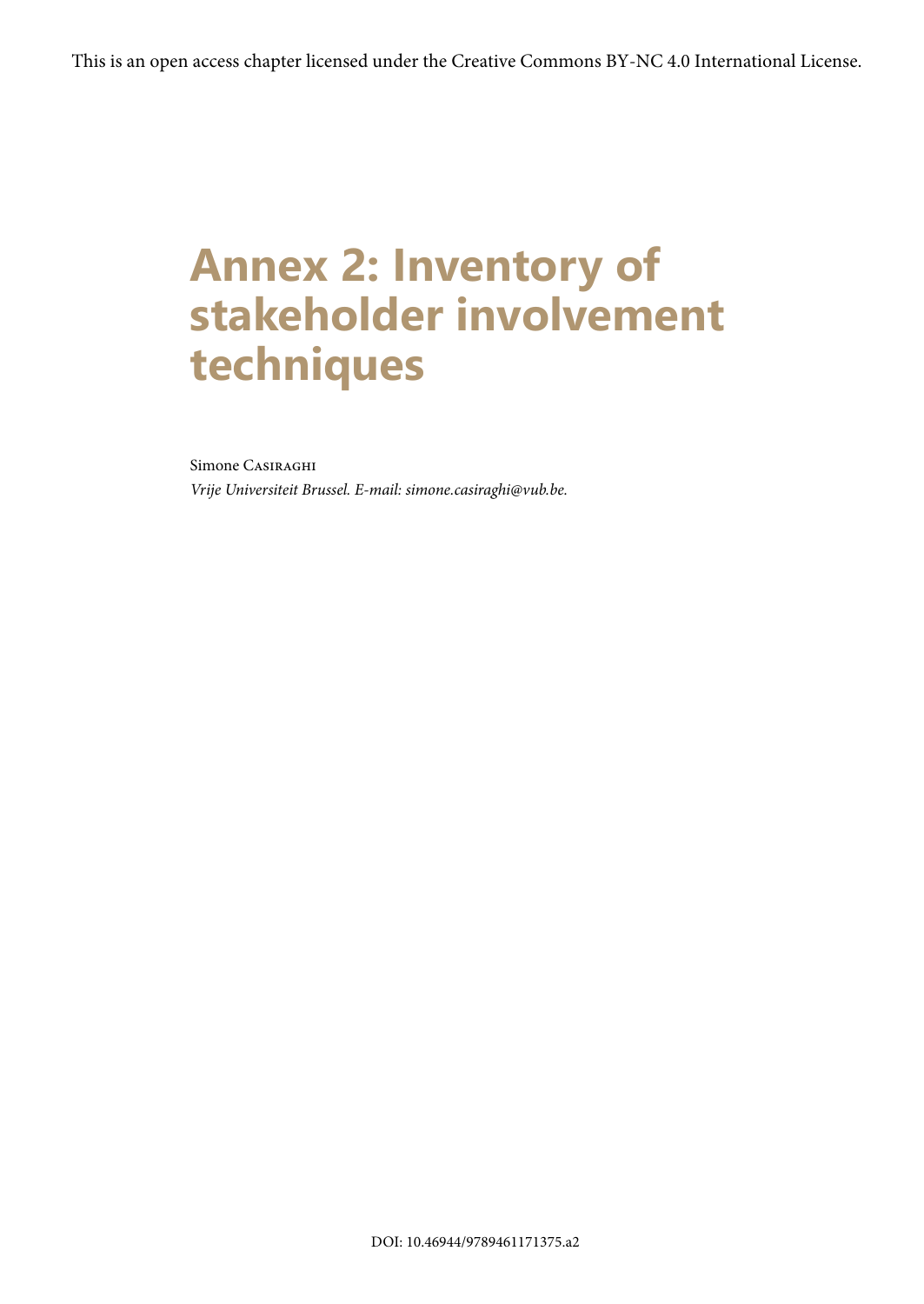This is an open access chapter licensed under the Creative Commons BY-NC 4.0 International License.

# Annex 2: Inventory of stakeholder involvement techniques

Simone Casiraghi

*Vrije Universiteit Brussel. E-mail: simone.casiraghi@vub.be.*

DOI: 10.46944/9789461171375.a2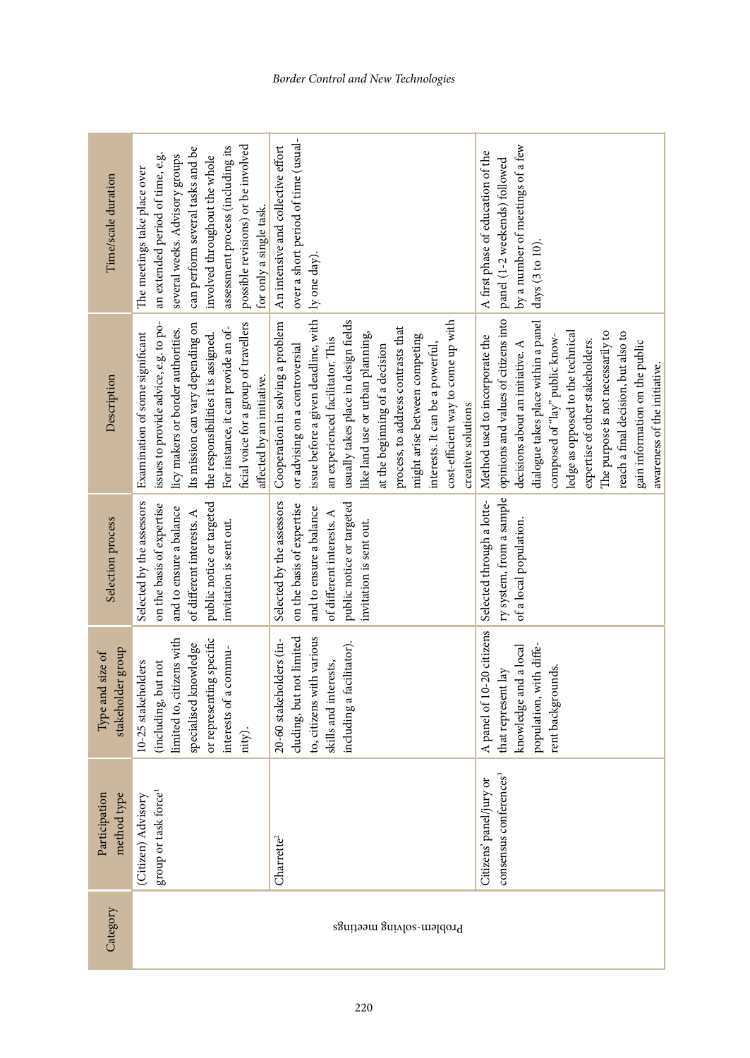| Category | Participation method type | Type and size of stakeholder group | Selection process | Description | Time/scale duration |
|---|---|---|---|---|---|
| Problem-solving meetings | (Citizen) Advisory group or task force[1] | 10-25 stakeholders (including, but not limited to, citizens with specialised knowledge or representing specific interests of a community). | Selected by the assessors on the basis of expertise and to ensure a balance of different interests. A public notice or targeted invitation is sent out. | Examination of some significant issues to provide advice, e.g. to policy makers or border authorities. Its mission can vary depending on the responsibilities it is assigned. For instance, it can provide an official voice for a group of travellers affected by an initiative. | The meetings take place over an extended period of time, e.g. several weeks. Advisory groups can perform several tasks and be involved throughout the whole assessment process (including its possible revisions) or be involved for only a single task. |
| | Charrette[2] | 20-60 stakeholders (including, but not limited to, citizens with various skills and interests, including a facilitator). | Selected by the assessors on the basis of expertise and to ensure a balance of different interests. A public notice or targeted invitation is sent out. | Cooperation in solving a problem or advising on a controversial issue before a given deadline, with an experienced facilitator. This usually takes place in design fields like land use or urban planning, at the beginning of a decision process, to address contrasts that might arise between competing interests. It can be a powerful, cost-efficient way to come up with creative solutions | An intensive and collective effort over a short period of time (usually one day). |
| | Citizens' panel/jury or consensus conferences[3] | A panel of 10-20 citizens that represent lay knowledge and a local population, with different backgrounds. | Selected through a lottery system, from a sample of a local population. | Method used to incorporate the opinions and values of citizens into decisions about an initiative. A dialogue takes place within a panel composed of "lay" public knowledge as opposed to the technical expertise of other stakeholders. The purpose is not necessarily to reach a final decision, but also to gain information on the public awareness of the initiative. | A first phase of education of the panel (1-2 weekends) followed by a number of meetings of a few days (3 to 10). |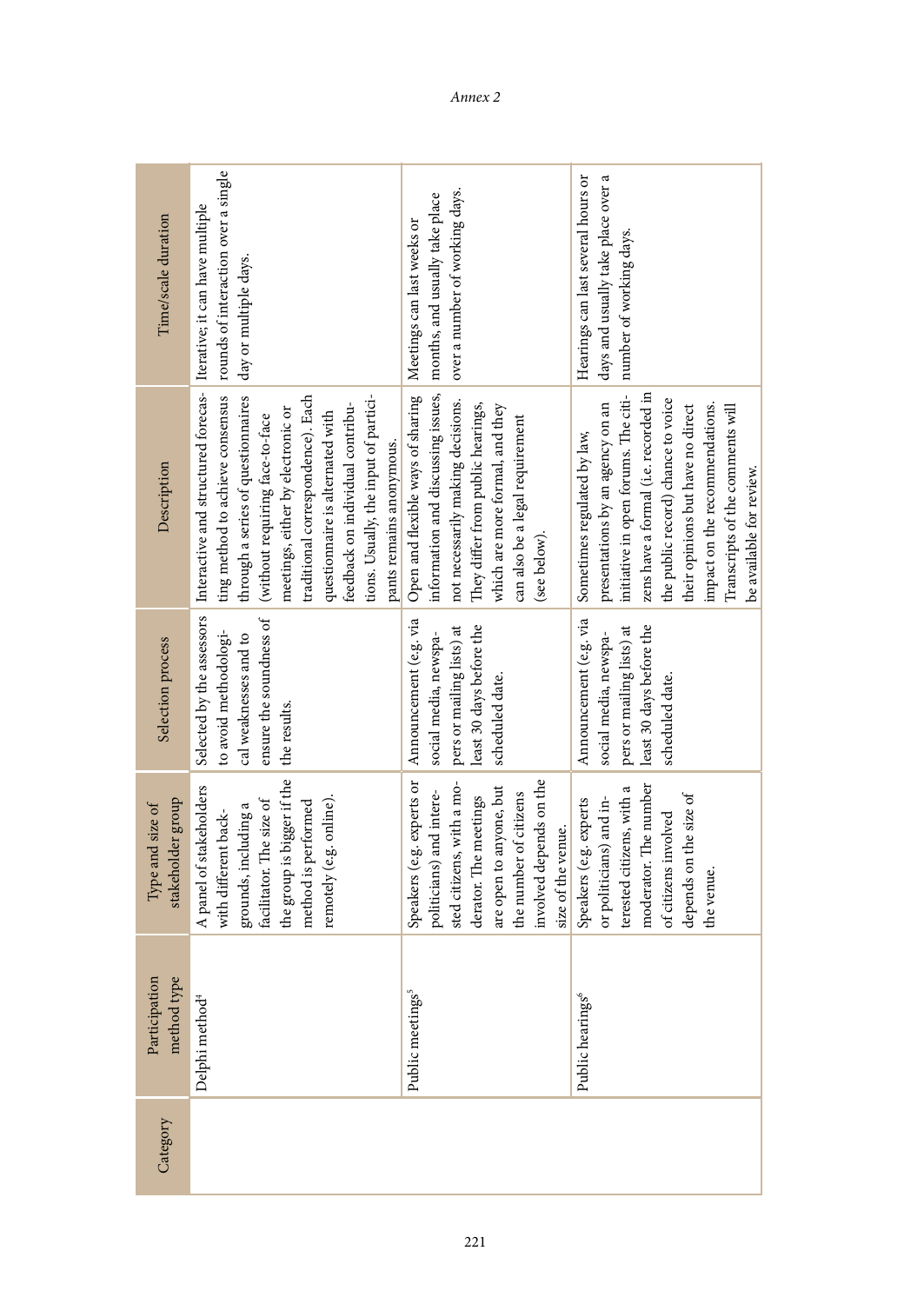| Category | Participation method type | Type and size of stakeholder group | Selection process | Description | Time/scale duration |
|---|---|---|---|---|---|
| | Delphi method[4] | A panel of stakeholders with different backgrounds, including a facilitator. The size of the group is bigger if the method is performed remotely (e.g. online). | Selected by the assessors to avoid methodological weaknesses and to ensure the soundness of the results. | Interactive and structured forecasting method to achieve consensus through a series of questionnaires (without requiring face-to-face meetings, either by electronic or traditional correspondence). Each questionnaire is alternated with feedback on individual contributions. Usually, the input of participants remains anonymous. | Iterative; it can have multiple rounds of interaction over a single day or multiple days. |
| | Public meetings[5] | Speakers (e.g. experts or politicians) and interested citizens, with a moderator. The meetings are open to anyone, but the number of citizens involved depends on the size of the venue. | Announcement (e.g. via social media, newspapers or mailing lists) at least 30 days before the scheduled date. | Open and flexible ways of sharing information and discussing issues, not necessarily making decisions. They differ from public hearings, which are more formal, and they can also be a legal requirement (see below). | Meetings can last weeks or months, and usually take place over a number of working days. |
| | Public hearings[6] | Speakers (e.g. experts or politicians) and interested citizens, with a moderator. The number of citizens involved depends on the size of the venue. | Announcement (e.g. via social media, newspapers or mailing lists) at least 30 days before the scheduled date. | Sometimes regulated by law, presentations by an agency on an initiative in open forums. The citizens have a formal (i.e. recorded in the public record) chance to voice their opinions but have no direct impact on the recommendations. Transcripts of the comments will be available for review. | Hearings can last several hours or days and usually take place over a number of working days. |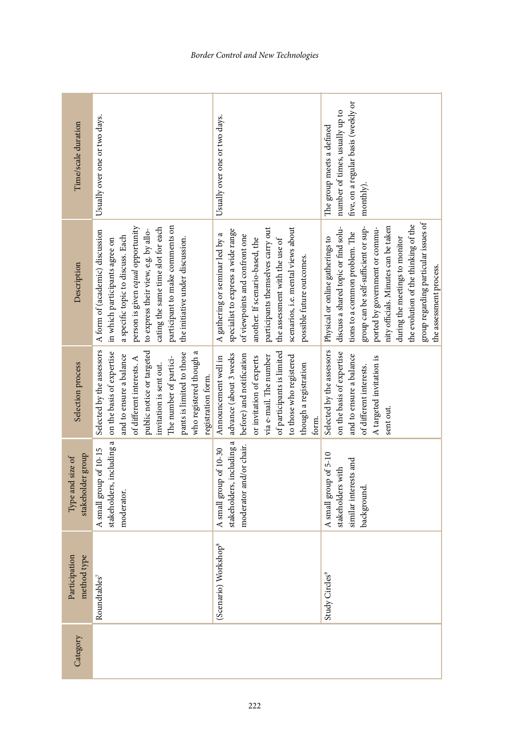| Category | Participation method type | Type and size of stakeholder group | Selection process | Description | Time/scale duration |
|---|---|---|---|---|---|
| | Roundtables[7] | A small group of 10-15 stakeholders, including a moderator. | Selected by the assessors on the basis of expertise and to ensure a balance of different interests. A public notice or targeted invitation is sent out. The number of participants is limited to those who registered though a registration form. | A form of (academic) discussion in which participants agree on a specific topic to discuss. Each person is given *equal* opportunity to express their view, e.g. by allocating the same time slot for each participant to make comments on the initiative under discussion. | Usually over one or two days. |
| | (Scenario) Workshop[8] | A small group of 10-30 stakeholders, including a moderator and/or chair. | Announcement well in advance (about 3 weeks before) and notification or invitation of experts via e-mail. The number of participants is limited to those who registered though a registration form. | A gathering or seminar led by a specialist to express a wide range of viewpoints and confront one another. If scenario-based, the participants themselves carry out the assessment with the use of scenarios, i.e. mental views about possible future outcomes. | Usually over one or two days. |
| | Study Circles[9] | A small group of 5-10 stakeholders with similar interests and background. | Selected by the assessors on the basis of expertise and to ensure a balance of different interests. A targeted invitation is sent out. | Physical or online gatherings to discuss a shared topic or find solutions to a common problem. The group can be self-sufficient or supported by government or community officials. Minutes can be taken during the meetings to monitor the evolution of the thinking of the group regarding particular issues of the assessment process. | The group meets a defined number of times, usually up to five, on a regular basis (weekly or monthly). |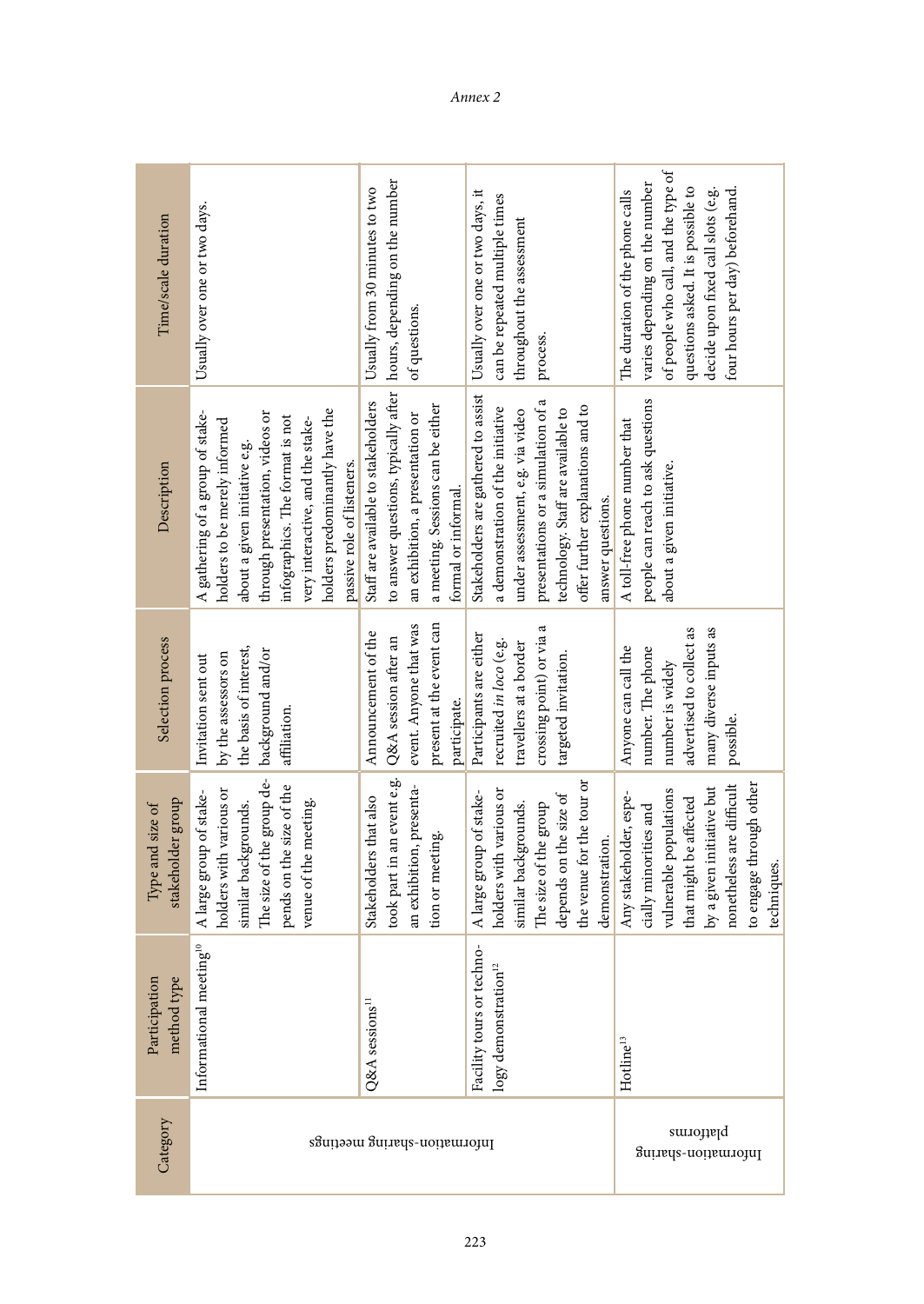| Category | Participation method type | Type and size of stakeholder group | Selection process | Description | Time/scale duration |
|---|---|---|---|---|---|
| Information-sharing meetings | Informational meeting[10] | A large group of stakeholders with various or similar backgrounds. The size of the group depends on the size of the venue of the meeting. | Invitation sent out by the assessors on the basis of interest, background and/or affiliation. | A gathering of a group of stakeholders to be merely informed about a given initiative e.g. through presentation, videos or infographics. The format is not very interactive, and the stakeholders predominantly have the passive role of listeners. | Usually over one or two days. |
| | Q&A sessions[11] | Stakeholders that also took part in an event e.g. an exhibition, presentation or meeting. | Announcement of the Q&A session after an event. Anyone that was present at the event can participate. | Staff are available to stakeholders to answer questions, typically after an exhibition, a presentation or a meeting. Sessions can be either formal or informal. | Usually from 30 minutes to two hours, depending on the number of questions. |
| | Facility tours or technology demonstration[12] | A large group of stakeholders with various or similar backgrounds. The size of the group depends on the size of the venue for the tour or demonstration. | Participants are either recruited *in loco* (e.g. travellers at a border crossing point) or via a targeted invitation. | Stakeholders are gathered to assist a demonstration of the initiative under assessment, e.g. via video presentations or a simulation of a technology. Staff are available to offer further explanations and to answer questions. | Usually over one or two days, it can be repeated multiple times throughout the assessment process. |
| Information-sharing platforms | Hotline[13] | Any stakeholder, especially minorities and vulnerable populations that might be affected by a given initiative but nonetheless are difficult to engage through other techniques. | Anyone can call the number. The phone number is widely advertised to collect as many diverse inputs as possible. | A toll-free phone number that people can reach to ask questions about a given initiative. | The duration of the phone calls varies depending on the number of people who call, and the type of questions asked. It is possible to decide upon fixed call slots (e.g. four hours per day) beforehand. |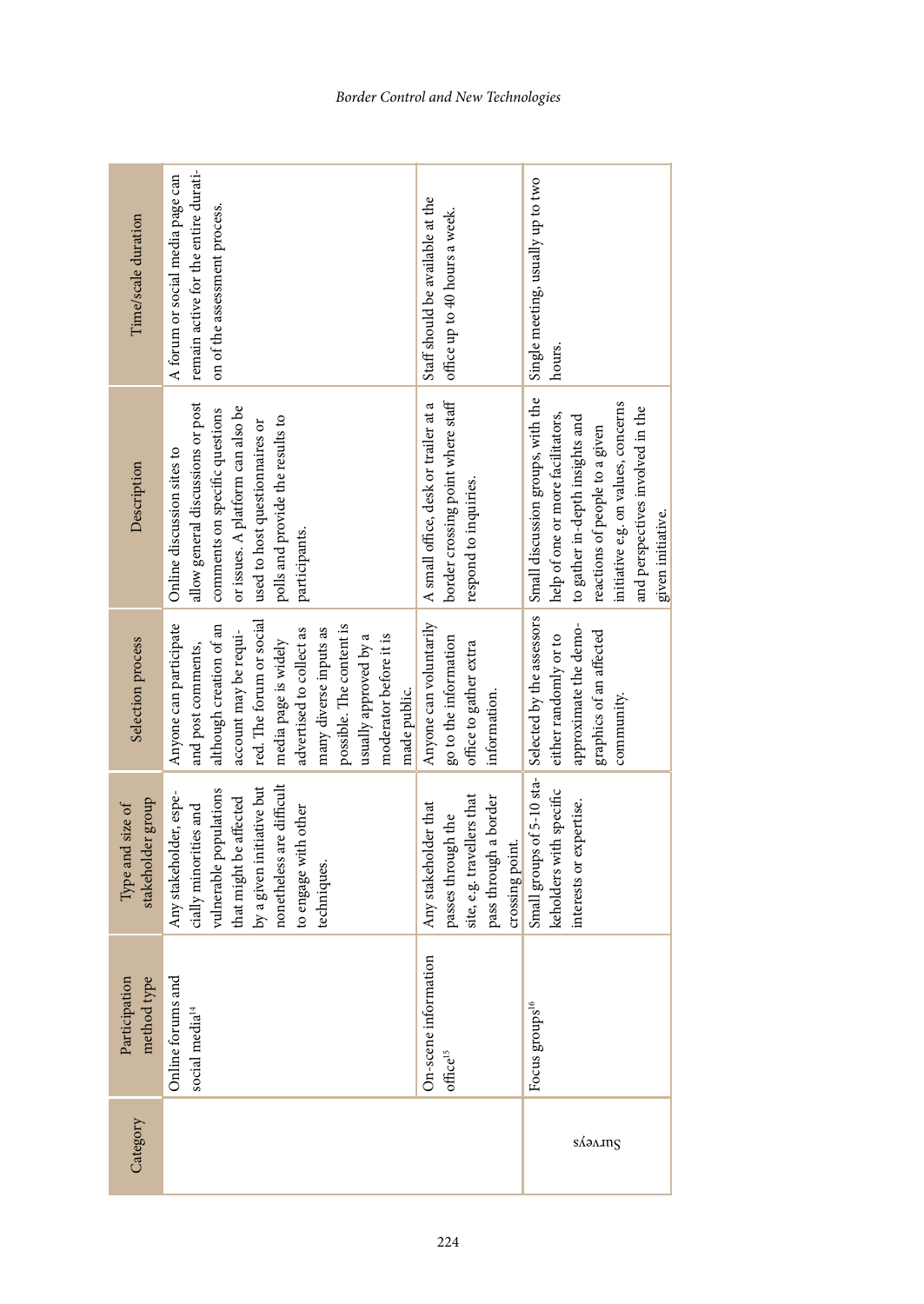| Category | Participation method type | Type and size of stakeholder group | Selection process | Description | Time/scale duration |
|---|---|---|---|---|---|
| | Online forums and social media[14] | Any stakeholder, especially minorities and vulnerable populations that might be affected by a given initiative but nonetheless are difficult to engage with other techniques. | Anyone can participate and post comments, although creation of an account may be required. The forum or social media page is widely advertised to collect as many diverse inputs as possible. The content is usually approved by a moderator before it is made public. | Online discussion sites to allow general discussions or post comments on specific questions or issues. A platform can also be used to host questionnaires or polls and provide the results to participants. | A forum or social media page can remain active for the entire duration of the assessment process. |
| | On-scene information office[15] | Any stakeholder that passes through the site, e.g. travellers that pass through a border crossing point. | Anyone can voluntarily go to the information office to gather extra information. | A small office, desk or trailer at a border crossing point where staff respond to inquiries. | Staff should be available at the office up to 40 hours a week. |
| Surveys | Focus groups[16] | Small groups of 5-10 stakeholders with specific interests or expertise. | Selected by the assessors either randomly or to approximate the demographics of an affected community. | Small discussion groups, with the help of one or more facilitators, to gather in-depth insights and reactions of people to a given initiative e.g. on values, concerns and perspectives involved in the given initiative. | Single meeting, usually up to two hours. |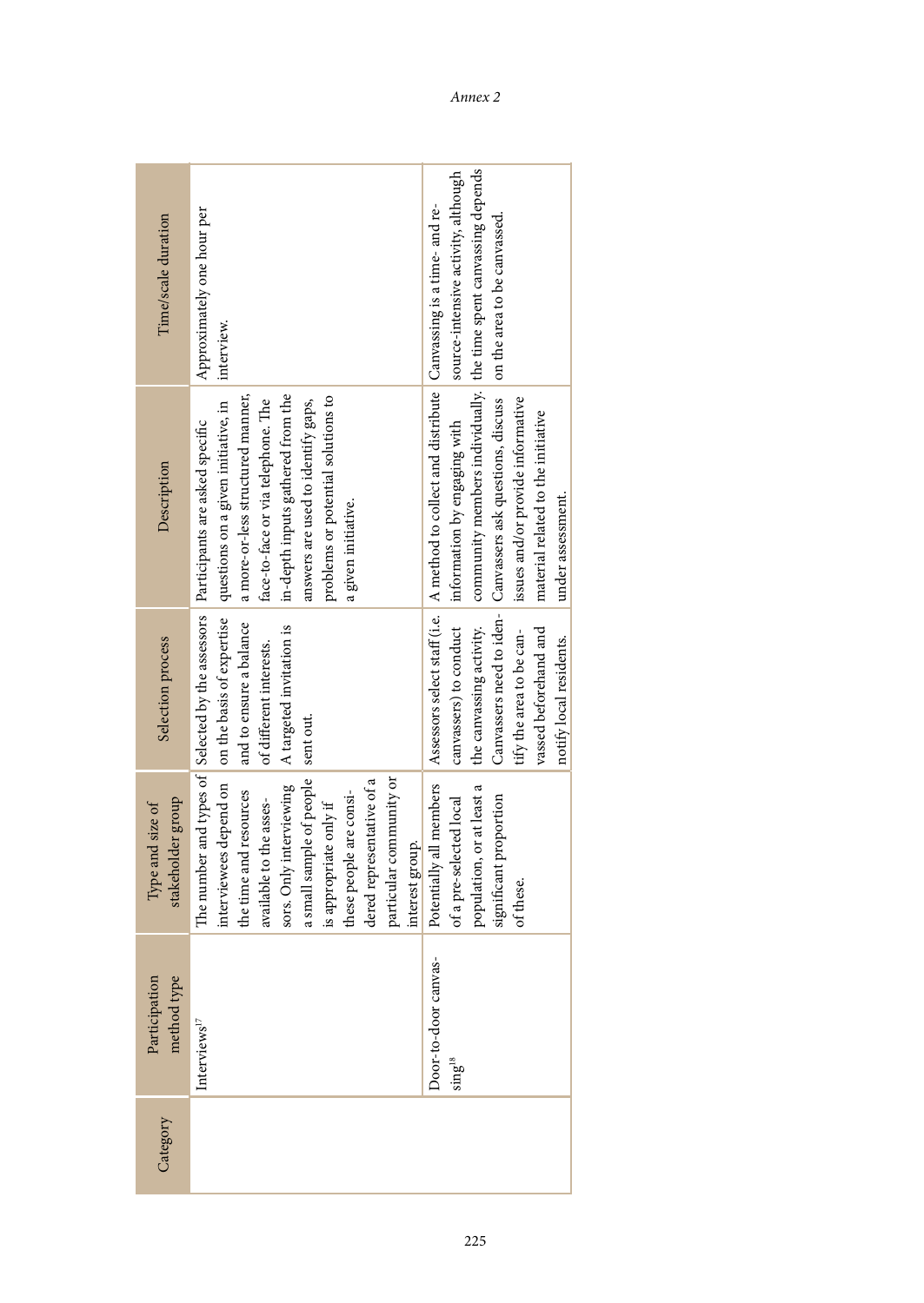| Category | Participation method type | Type and size of stakeholder group | Selection process | Description | Time/scale duration |
|---|---|---|---|---|---|
| | Interviews[17] | The number and types of interviewees depend on the time and resources available to the assessors. Only interviewing a small sample of people is appropriate only if these people are considered representative of a particular community or interest group. | Selected by the assessors on the basis of expertise and to ensure a balance of different interests. A targeted invitation is sent out. | Participants are asked specific questions on a given initiative, in a more-or-less structured manner, face-to-face or via telephone. The in-depth inputs gathered from the answers are used to identify gaps, problems or potential solutions to a given initiative. | Approximately one hour per interview. |
| | Door-to-door canvassing[18] | Potentially all members of a pre-selected local population, or at least a significant proportion of these. | Assessors select staff (i.e. canvassers) to conduct the canvassing activity. Canvassers need to identify the area to be canvassed beforehand and notify local residents. | A method to collect and distribute information by engaging with community members individually. Canvassers ask questions, discuss issues and/or provide informative material related to the initiative under assessment. | Canvassing is a time- and resource-intensive activity, although the time spent canvassing depends on the area to be canvassed. |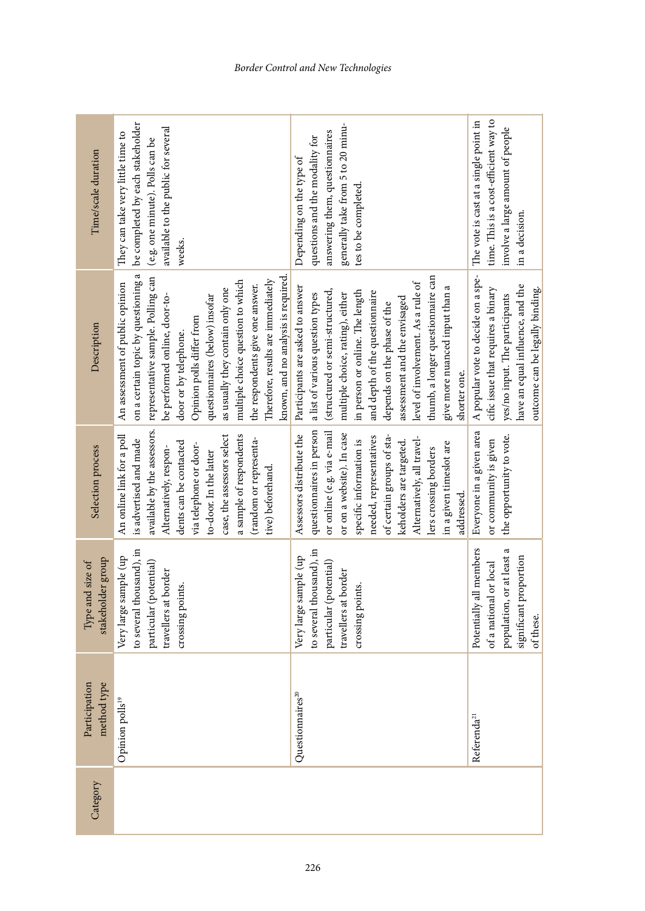| Category | Participation method type | Type and size of stakeholder group | Selection process | Description | Time/scale duration |
|---|---|---|---|---|---|
| | Opinion polls[19] | Very large sample (up to several thousand), in particular (potential) travellers at border crossing points. | An online link for a poll is advertised and made available by the assessors. Alternatively, respondents can be contacted via telephone or door-to-door. In the latter case, the assessors select a sample of respondents (random or representative) beforehand. | An assessment of public opinion on a certain topic by questioning a representative sample. Polling can be performed online, door-to-door or by telephone. Opinion polls differ from questionnaires (below) insofar as usually they contain only one multiple choice question to which the respondents give one answer. Therefore, results are immediately known, and no analysis is required. | They can take very little time to be completed by each stakeholder (e.g. one minute). Polls can be available to the public for several weeks. |
| | Questionnaires[20] | Very large sample (up to several thousand), in particular (potential) travellers at border crossing points. | Assessors distribute the questionnaires in person or online (e.g. via e-mail or on a website). In case specific information is needed, representatives of certain groups of stakeholders are targeted. Alternatively, all travellers crossing borders in a given timeslot are addressed. | Participants are asked to answer a list of various question types (structured or semi-structured, multiple choice, rating), either in person or online. The length and depth of the questionnaire depends on the phase of the assessment and the envisaged level of involvement. As a rule of thumb, a longer questionnaire can give more nuanced input than a shorter one. | Depending on the type of questions and the modality for answering them, questionnaires generally take from 5 to 20 minutes to be completed. |
| | Referenda[21] | Potentially all members of a national or local population, or at least a significant proportion of these. | Everyone in a given area or community is given the opportunity to vote. | A popular vote to decide on a specific issue that requires a binary yes/no input. The participants have an equal influence, and the outcome can be legally binding. | The vote is cast at a single point in time. This is a cost-efficient way to involve a large amount of people in a decision. |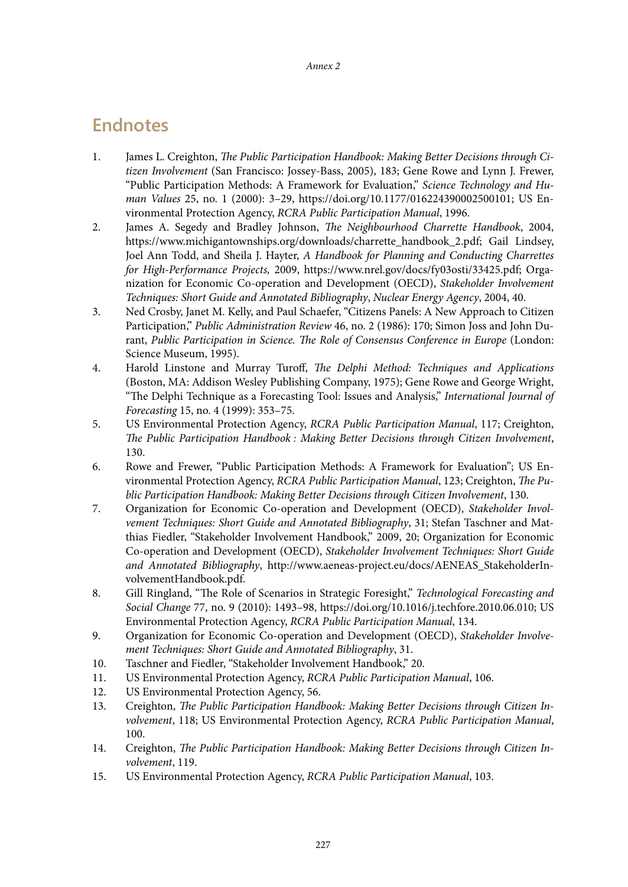## Endnotes

1. James L. Creighton, *The Public Participation Handbook: Making Better Decisions through Citizen Involvement* (San Francisco: Jossey-Bass, 2005), 183; Gene Rowe and Lynn J. Frewer, "Public Participation Methods: A Framework for Evaluation," *Science Technology and Human Values* 25, no. 1 (2000): 3–29, https://doi.org/10.1177/016224390002500101; US Environmental Protection Agency, *RCRA Public Participation Manual*, 1996.
2. James A. Segedy and Bradley Johnson, *The Neighbourhood Charrette Handbook*, 2004, https://www.michigantownships.org/downloads/charrette_handbook_2.pdf; Gail Lindsey, Joel Ann Todd, and Sheila J. Hayter, *A Handbook for Planning and Conducting Charrettes for High-Performance Projects,* 2009, https://www.nrel.gov/docs/fy03osti/33425.pdf; Organization for Economic Co-operation and Development (OECD), *Stakeholder Involvement Techniques: Short Guide and Annotated Bibliography*, *Nuclear Energy Agency*, 2004, 40.
3. Ned Crosby, Janet M. Kelly, and Paul Schaefer, "Citizens Panels: A New Approach to Citizen Participation," *Public Administration Review* 46, no. 2 (1986): 170; Simon Joss and John Durant, *Public Participation in Science. The Role of Consensus Conference in Europe* (London: Science Museum, 1995).
4. Harold Linstone and Murray Turoff, *The Delphi Method: Techniques and Applications* (Boston, MA: Addison Wesley Publishing Company, 1975); Gene Rowe and George Wright, "The Delphi Technique as a Forecasting Tool: Issues and Analysis," *International Journal of Forecasting* 15, no. 4 (1999): 353–75.
5. US Environmental Protection Agency, *RCRA Public Participation Manual*, 117; Creighton, *The Public Participation Handbook : Making Better Decisions through Citizen Involvement*, 130.
6. Rowe and Frewer, "Public Participation Methods: A Framework for Evaluation"; US Environmental Protection Agency, *RCRA Public Participation Manual*, 123; Creighton, *The Public Participation Handbook: Making Better Decisions through Citizen Involvement*, 130.
7. Organization for Economic Co-operation and Development (OECD), *Stakeholder Involvement Techniques: Short Guide and Annotated Bibliography*, 31; Stefan Taschner and Matthias Fiedler, "Stakeholder Involvement Handbook," 2009, 20; Organization for Economic Co-operation and Development (OECD), *Stakeholder Involvement Techniques: Short Guide and Annotated Bibliography*, http://www.aeneas-project.eu/docs/AENEAS_StakeholderInvolvementHandbook.pdf.
8. Gill Ringland, "The Role of Scenarios in Strategic Foresight," *Technological Forecasting and Social Change* 77, no. 9 (2010): 1493–98, https://doi.org/10.1016/j.techfore.2010.06.010; US Environmental Protection Agency, *RCRA Public Participation Manual*, 134.
9. Organization for Economic Co-operation and Development (OECD), *Stakeholder Involvement Techniques: Short Guide and Annotated Bibliography*, 31.
10. Taschner and Fiedler, "Stakeholder Involvement Handbook," 20.
11. US Environmental Protection Agency, *RCRA Public Participation Manual*, 106.
12. US Environmental Protection Agency, 56.
13. Creighton, *The Public Participation Handbook: Making Better Decisions through Citizen Involvement*, 118; US Environmental Protection Agency, *RCRA Public Participation Manual*, 100.
14. Creighton, *The Public Participation Handbook: Making Better Decisions through Citizen Involvement*, 119.
15. US Environmental Protection Agency, *RCRA Public Participation Manual*, 103.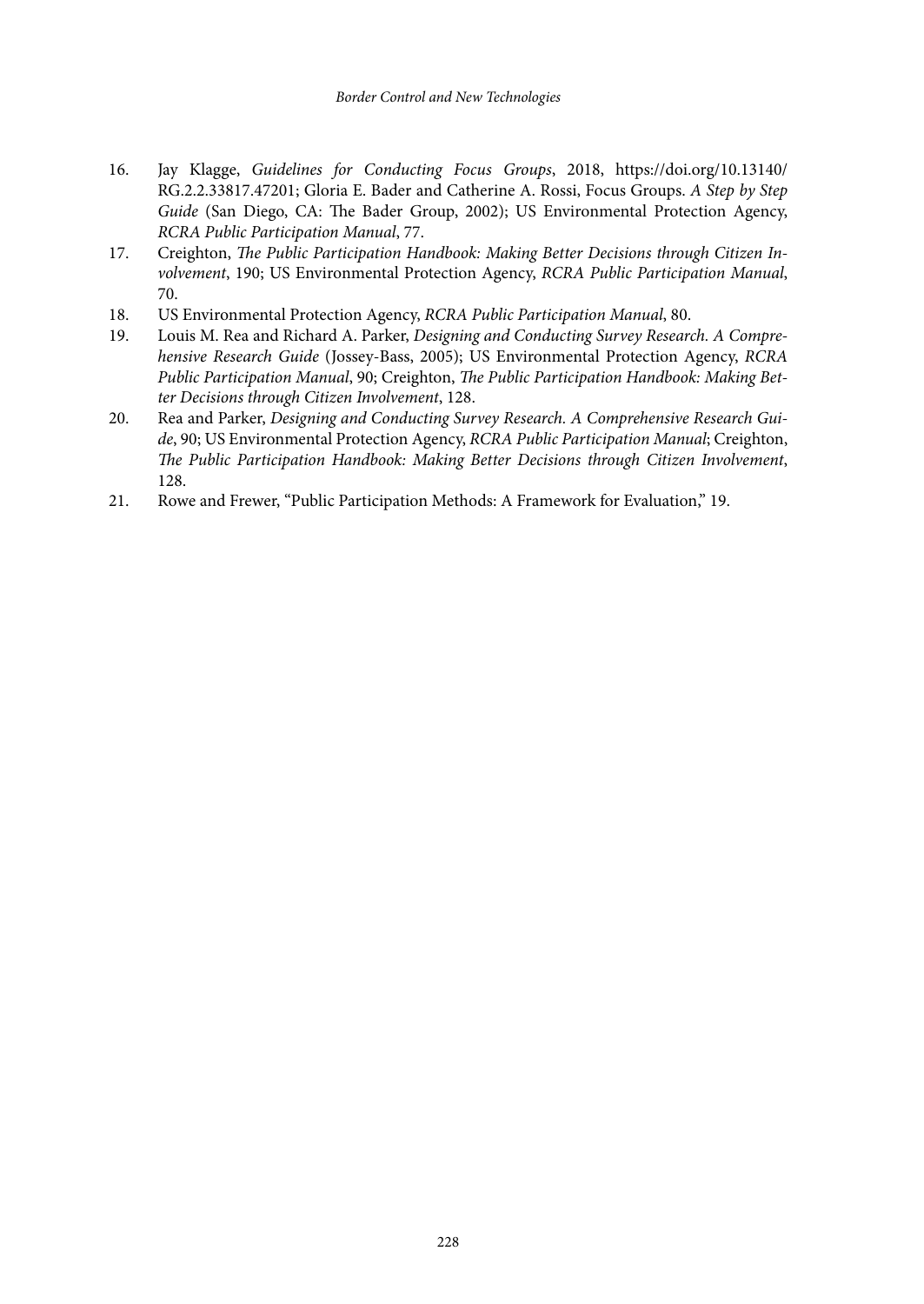16. Jay Klagge, *Guidelines for Conducting Focus Groups*, 2018, https://doi.org/10.13140/RG.2.2.33817.47201; Gloria E. Bader and Catherine A. Rossi, Focus Groups. *A Step by Step Guide* (San Diego, CA: The Bader Group, 2002); US Environmental Protection Agency, *RCRA Public Participation Manual*, 77.
17. Creighton, *The Public Participation Handbook: Making Better Decisions through Citizen Involvement*, 190; US Environmental Protection Agency, *RCRA Public Participation Manual*, 70.
18. US Environmental Protection Agency, *RCRA Public Participation Manual*, 80.
19. Louis M. Rea and Richard A. Parker, *Designing and Conducting Survey Research. A Comprehensive Research Guide* (Jossey-Bass, 2005); US Environmental Protection Agency, *RCRA Public Participation Manual*, 90; Creighton, *The Public Participation Handbook: Making Better Decisions through Citizen Involvement*, 128.
20. Rea and Parker, *Designing and Conducting Survey Research. A Comprehensive Research Guide*, 90; US Environmental Protection Agency, *RCRA Public Participation Manual*; Creighton, *The Public Participation Handbook: Making Better Decisions through Citizen Involvement*, 128.
21. Rowe and Frewer, "Public Participation Methods: A Framework for Evaluation," 19.